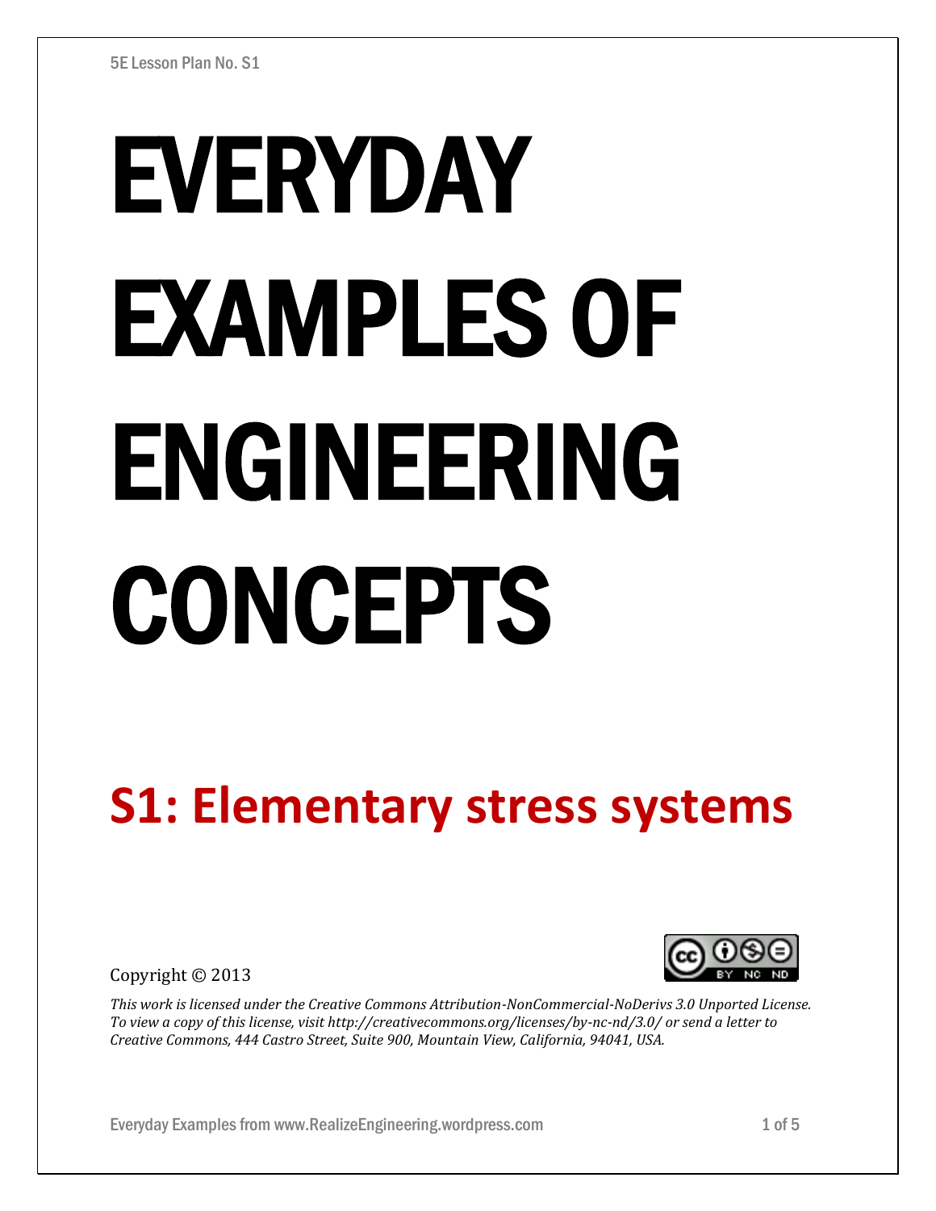5E Lesson Plan No. S1

# EVERYDAY EXAMPLES OF ENGINEERING CONCEPTS

## S1: Elementary stress systems

Copyright © 2013

*This work is licensed under the Creative Commons Attribution-NonCommercial-NoDerivs 3.0 Unported License. To view a copy of this license, visit http://creativecommons.org/licenses/by-nc-nd/3.0/ or send a letter to Creative Commons, 444 Castro Street, Suite 900, Mountain View, California, 94041, USA.*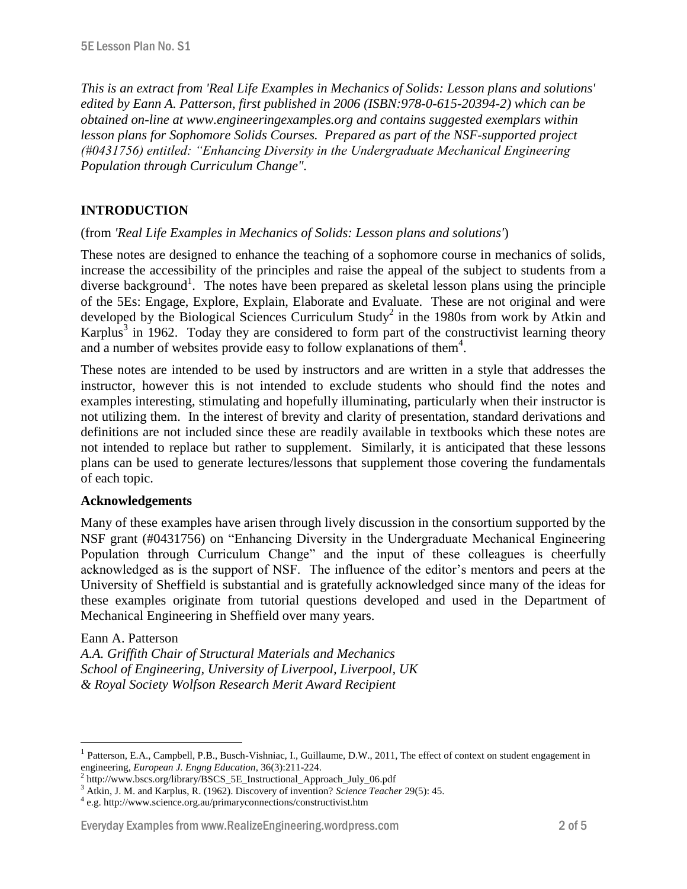*This is an extract from 'Real Life Examples in Mechanics of Solids: Lesson plans and solutions' edited by Eann A. Patterson, first published in 2006 (ISBN:978-0-615-20394-2) which can be obtained on-line at www.engineeringexamples.org and contains suggested exemplars within lesson plans for Sophomore Solids Courses. Prepared as part of the NSF-supported project (#0431756) entitled: "Enhancing Diversity in the Undergraduate Mechanical Engineering Population through Curriculum Change".*

## INTRODUCTION

(from *'Real Life Examples in Mechanics of Solids: Lesson plans and solutions'*)

These notes are designed to enhance the teaching of a sophomore course in mechanics of solids, increase the accessibility of the principles and raise the appeal of the subject to students from a diverse background[1]. The notes have been prepared as skeletal lesson plans using the principle of the 5Es: Engage, Explore, Explain, Elaborate and Evaluate. These are not original and were developed by the Biological Sciences Curriculum Study[2] in the 1980s from work by Atkin and Karplus[3] in 1962. Today they are considered to form part of the constructivist learning theory and a number of websites provide easy to follow explanations of them[4].

These notes are intended to be used by instructors and are written in a style that addresses the instructor, however this is not intended to exclude students who should find the notes and examples interesting, stimulating and hopefully illuminating, particularly when their instructor is not utilizing them. In the interest of brevity and clarity of presentation, standard derivations and definitions are not included since these are readily available in textbooks which these notes are not intended to replace but rather to supplement. Similarly, it is anticipated that these lessons plans can be used to generate lectures/lessons that supplement those covering the fundamentals of each topic.

### Acknowledgements

Many of these examples have arisen through lively discussion in the consortium supported by the NSF grant (#0431756) on "Enhancing Diversity in the Undergraduate Mechanical Engineering Population through Curriculum Change" and the input of these colleagues is cheerfully acknowledged as is the support of NSF. The influence of the editor's mentors and peers at the University of Sheffield is substantial and is gratefully acknowledged since many of the ideas for these examples originate from tutorial questions developed and used in the Department of Mechanical Engineering in Sheffield over many years.

Eann A. Patterson
*A.A. Griffith Chair of Structural Materials and Mechanics*
*School of Engineering, University of Liverpool, Liverpool, UK*
*& Royal Society Wolfson Research Merit Award Recipient*

---

[1] Patterson, E.A., Campbell, P.B., Busch-Vishniac, I., Guillaume, D.W., 2011, The effect of context on student engagement in engineering, *European J. Engng Education*, 36(3):211-224.
[2] http://www.bscs.org/library/BSCS_5E_Instructional_Approach_July_06.pdf
[3] Atkin, J. M. and Karplus, R. (1962). Discovery of invention? *Science Teacher* 29(5): 45.
[4] e.g. http://www.science.org.au/primaryconnections/constructivist.htm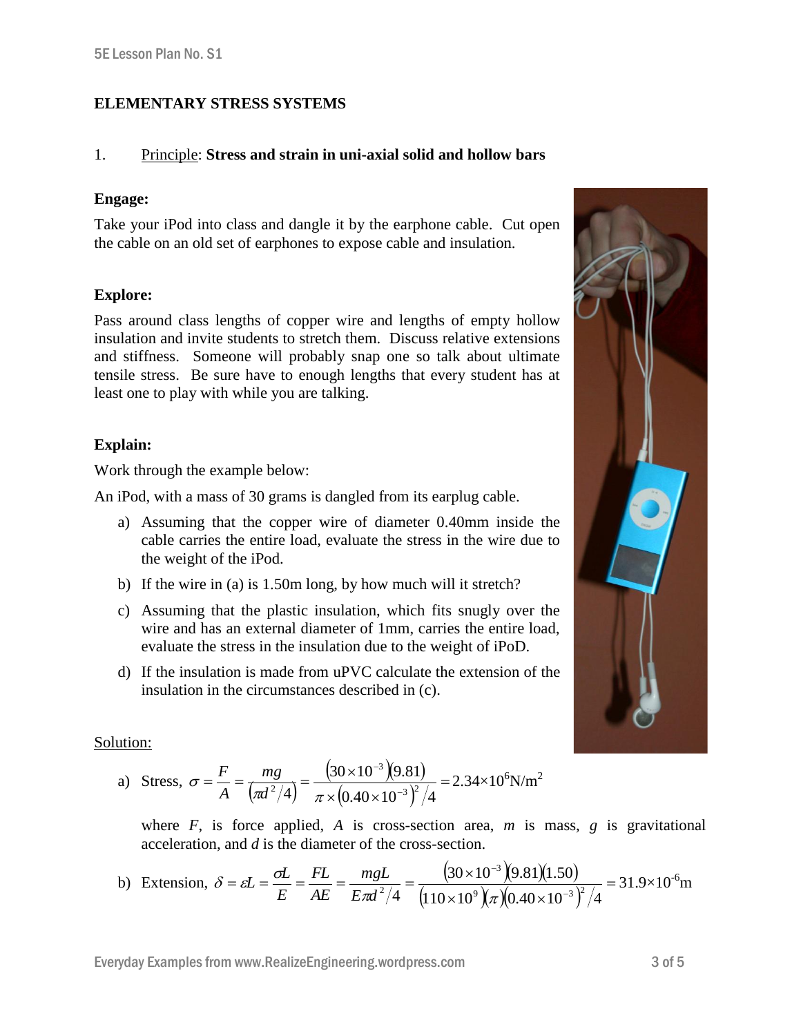## ELEMENTARY STRESS SYSTEMS

1. Principle: **Stress and strain in uni-axial solid and hollow bars**

**Engage:**

Take your iPod into class and dangle it by the earphone cable. Cut open the cable on an old set of earphones to expose cable and insulation.

**Explore:**

Pass around class lengths of copper wire and lengths of empty hollow insulation and invite students to stretch them. Discuss relative extensions and stiffness. Someone will probably snap one so talk about ultimate tensile stress. Be sure have to enough lengths that every student has at least one to play with while you are talking.

**Explain:**

Work through the example below:

An iPod, with a mass of 30 grams is dangled from its earplug cable.

a) Assuming that the copper wire of diameter 0.40mm inside the cable carries the entire load, evaluate the stress in the wire due to the weight of the iPod.

b) If the wire in (a) is 1.50m long, by how much will it stretch?

c) Assuming that the plastic insulation, which fits snugly over the wire and has an external diameter of 1mm, carries the entire load, evaluate the stress in the insulation due to the weight of iPoD.

d) If the insulation is made from uPVC calculate the extension of the insulation in the circumstances described in (c).

Solution:

a) Stress, $\sigma = \dfrac{F}{A} = \dfrac{mg}{(\pi d^2/4)} = \dfrac{(30\times10^{-3})(9.81)}{\pi\times(0.40\times10^{-3})^2/4} = 2.34\times10^6\text{N/m}^2$

where $F$, is force applied, $A$ is cross-section area, $m$ is mass, $g$ is gravitational acceleration, and $d$ is the diameter of the cross-section.

b) Extension, $\delta = \varepsilon L = \dfrac{\sigma L}{E} = \dfrac{FL}{AE} = \dfrac{mgL}{E\pi d^2/4} = \dfrac{(30\times10^{-3})(9.81)(1.50)}{(110\times10^9)(\pi)(0.40\times10^{-3})^2/4} = 31.9\times10^{-6}\text{m}$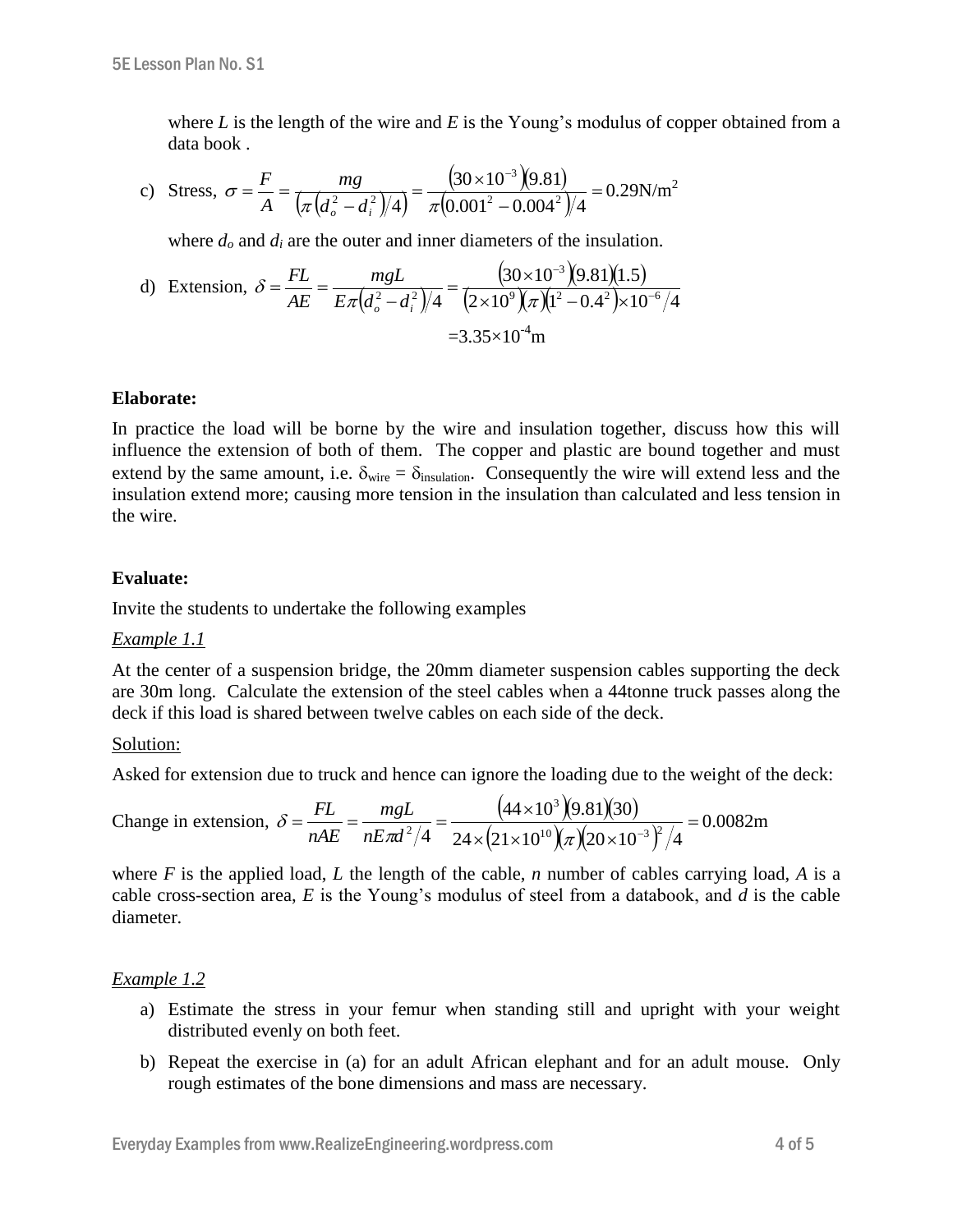where $L$ is the length of the wire and $E$ is the Young's modulus of copper obtained from a data book .

c) Stress, $\sigma = \dfrac{F}{A} = \dfrac{mg}{\left(\pi\left(d_o^2 - d_i^2\right)/4\right)} = \dfrac{\left(30\times10^{-3}\right)(9.81)}{\pi\left(0.001^2 - 0.004^2\right)/4} = 0.29\text{N/m}^2$

where $d_o$ and $d_i$ are the outer and inner diameters of the insulation.

d) Extension, $\delta = \dfrac{FL}{AE} = \dfrac{mgL}{E\pi\left(d_o^2 - d_i^2\right)/4} = \dfrac{\left(30\times10^{-3}\right)(9.81)(1.5)}{\left(2\times10^{9}\right)(\pi)\left(1^2 - 0.4^2\right)\times10^{-6}/4}$

$= 3.35\times10^{-4}\text{m}$

**Elaborate:**

In practice the load will be borne by the wire and insulation together, discuss how this will influence the extension of both of them. The copper and plastic are bound together and must extend by the same amount, i.e. $\delta_{\text{wire}} = \delta_{\text{insulation}}$. Consequently the wire will extend less and the insulation extend more; causing more tension in the insulation than calculated and less tension in the wire.

**Evaluate:**

Invite the students to undertake the following examples

*Example 1.1*

At the center of a suspension bridge, the 20mm diameter suspension cables supporting the deck are 30m long. Calculate the extension of the steel cables when a 44tonne truck passes along the deck if this load is shared between twelve cables on each side of the deck.

Solution:

Asked for extension due to truck and hence can ignore the loading due to the weight of the deck:

Change in extension, $\delta = \dfrac{FL}{nAE} = \dfrac{mgL}{nE\pi d^2/4} = \dfrac{\left(44\times10^{3}\right)(9.81)(30)}{24\times\left(21\times10^{10}\right)(\pi)\left(20\times10^{-3}\right)^2/4} = 0.0082\text{m}$

where $F$ is the applied load, $L$ the length of the cable, $n$ number of cables carrying load, $A$ is a cable cross-section area, $E$ is the Young's modulus of steel from a databook, and $d$ is the cable diameter.

*Example 1.2*

a) Estimate the stress in your femur when standing still and upright with your weight distributed evenly on both feet.

b) Repeat the exercise in (a) for an adult African elephant and for an adult mouse. Only rough estimates of the bone dimensions and mass are necessary.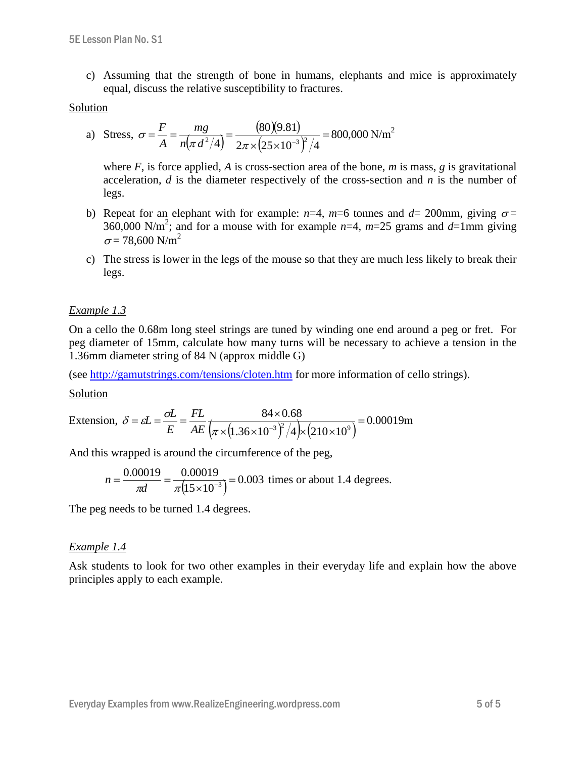c) Assuming that the strength of bone in humans, elephants and mice is approximately equal, discuss the relative susceptibility to fractures.

Solution

a) Stress, $\sigma = \dfrac{F}{A} = \dfrac{mg}{n\left(\pi\, d^2/4\right)} = \dfrac{(80)(9.81)}{2\pi \times \left(25\times10^{-3}\right)^2/4} = 800{,}000\ \text{N/m}^2$

where $F$, is force applied, $A$ is cross-section area of the bone, $m$ is mass, $g$ is gravitational acceleration, $d$ is the diameter respectively of the cross-section and $n$ is the number of legs.

b) Repeat for an elephant with for example: $n$=4, $m$=6 tonnes and $d$= 200mm, giving $\sigma$= 360,000 N/m$^2$; and for a mouse with for example $n$=4, $m$=25 grams and $d$=1mm giving $\sigma$= 78,600 N/m$^2$

c) The stress is lower in the legs of the mouse so that they are much less likely to break their legs.

*Example 1.3*

On a cello the 0.68m long steel strings are tuned by winding one end around a peg or fret. For peg diameter of 15mm, calculate how many turns will be necessary to achieve a tension in the 1.36mm diameter string of 84 N (approx middle G)

(see http://gamutstrings.com/tensions/cloten.htm for more information of cello strings).

Solution

Extension, $\delta = \varepsilon L = \dfrac{\sigma L}{E} = \dfrac{FL}{AE} \dfrac{84 \times 0.68}{\left(\pi \times \left(1.36\times10^{-3}\right)^2/4\right) \times \left(210\times10^9\right)} = 0.00019\text{m}$

And this wrapped is around the circumference of the peg,

$$n = \frac{0.00019}{\pi d} = \frac{0.00019}{\pi\left(15\times10^{-3}\right)} = 0.003 \text{ times or about 1.4 degrees.}$$

The peg needs to be turned 1.4 degrees.

*Example 1.4*

Ask students to look for two other examples in their everyday life and explain how the above principles apply to each example.